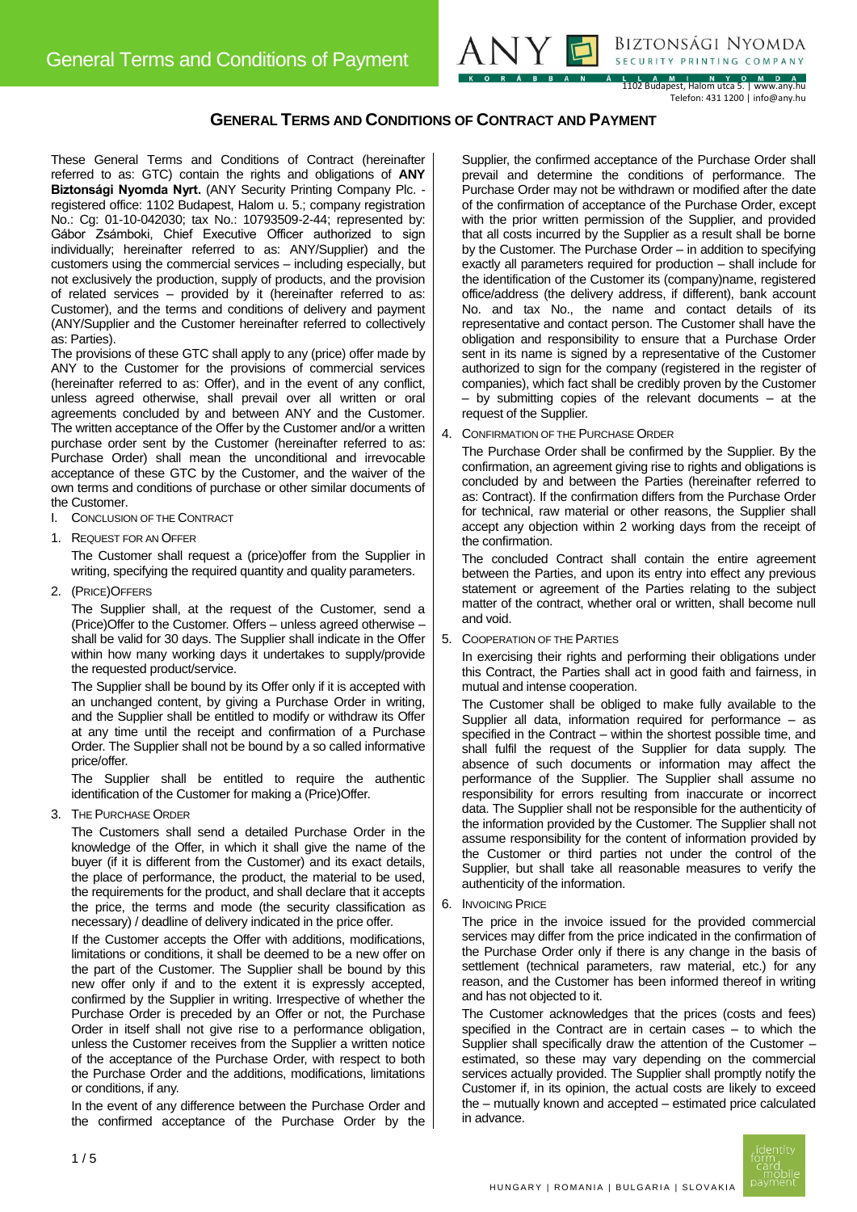# GENERAL TERMS AND CONDITIONS OF CONTRACT AND PAYMENT

These General Terms and Conditions of Contract (hereinafter referred to as: GTC) contain the rights and obligations of **ANY Biztonsági Nyomda Nyrt.** (ANY Security Printing Company Plc. - registered office: 1102 Budapest, Halom u. 5.; company registration No.: Cg: 01-10-042030; tax No.: 10793509-2-44; represented by: Gábor Zsámboki, Chief Executive Officer authorized to sign individually; hereinafter referred to as: ANY/Supplier) and the customers using the commercial services – including especially, but not exclusively the production, supply of products, and the provision of related services – provided by it (hereinafter referred to as: Customer), and the terms and conditions of delivery and payment (ANY/Supplier and the Customer hereinafter referred to collectively as: Parties).

The provisions of these GTC shall apply to any (price) offer made by ANY to the Customer for the provisions of commercial services (hereinafter referred to as: Offer), and in the event of any conflict, unless agreed otherwise, shall prevail over all written or oral agreements concluded by and between ANY and the Customer. The written acceptance of the Offer by the Customer and/or a written purchase order sent by the Customer (hereinafter referred to as: Purchase Order) shall mean the unconditional and irrevocable acceptance of these GTC by the Customer, and the waiver of the own terms and conditions of purchase or other similar documents of the Customer.

## I. CONCLUSION OF THE CONTRACT

### 1. REQUEST FOR AN OFFER

The Customer shall request a (price)offer from the Supplier in writing, specifying the required quantity and quality parameters.

### 2. (PRICE)OFFERS

The Supplier shall, at the request of the Customer, send a (Price)Offer to the Customer. Offers – unless agreed otherwise – shall be valid for 30 days. The Supplier shall indicate in the Offer within how many working days it undertakes to supply/provide the requested product/service.

The Supplier shall be bound by its Offer only if it is accepted with an unchanged content, by giving a Purchase Order in writing, and the Supplier shall be entitled to modify or withdraw its Offer at any time until the receipt and confirmation of a Purchase Order. The Supplier shall not be bound by a so called informative price/offer.

The Supplier shall be entitled to require the authentic identification of the Customer for making a (Price)Offer.

### 3. THE PURCHASE ORDER

The Customers shall send a detailed Purchase Order in the knowledge of the Offer, in which it shall give the name of the buyer (if it is different from the Customer) and its exact details, the place of performance, the product, the material to be used, the requirements for the product, and shall declare that it accepts the price, the terms and mode (the security classification as necessary) / deadline of delivery indicated in the price offer.

If the Customer accepts the Offer with additions, modifications, limitations or conditions, it shall be deemed to be a new offer on the part of the Customer. The Supplier shall be bound by this new offer only if and to the extent it is expressly accepted, confirmed by the Supplier in writing. Irrespective of whether the Purchase Order is preceded by an Offer or not, the Purchase Order in itself shall not give rise to a performance obligation, unless the Customer receives from the Supplier a written notice of the acceptance of the Purchase Order, with respect to both the Purchase Order and the additions, modifications, limitations or conditions, if any.

In the event of any difference between the Purchase Order and the confirmed acceptance of the Purchase Order by the Supplier, the confirmed acceptance of the Purchase Order shall prevail and determine the conditions of performance. The Purchase Order may not be withdrawn or modified after the date of the confirmation of acceptance of the Purchase Order, except with the prior written permission of the Supplier, and provided that all costs incurred by the Supplier as a result shall be borne by the Customer. The Purchase Order – in addition to specifying exactly all parameters required for production – shall include for the identification of the Customer its (company)name, registered office/address (the delivery address, if different), bank account No. and tax No., the name and contact details of its representative and contact person. The Customer shall have the obligation and responsibility to ensure that a Purchase Order sent in its name is signed by a representative of the Customer authorized to sign for the company (registered in the register of companies), which fact shall be credibly proven by the Customer – by submitting copies of the relevant documents – at the request of the Supplier.

### 4. CONFIRMATION OF THE PURCHASE ORDER

The Purchase Order shall be confirmed by the Supplier. By the confirmation, an agreement giving rise to rights and obligations is concluded by and between the Parties (hereinafter referred to as: Contract). If the confirmation differs from the Purchase Order for technical, raw material or other reasons, the Supplier shall accept any objection within 2 working days from the receipt of the confirmation.

The concluded Contract shall contain the entire agreement between the Parties, and upon its entry into effect any previous statement or agreement of the Parties relating to the subject matter of the contract, whether oral or written, shall become null and void.

### 5. COOPERATION OF THE PARTIES

In exercising their rights and performing their obligations under this Contract, the Parties shall act in good faith and fairness, in mutual and intense cooperation.

The Customer shall be obliged to make fully available to the Supplier all data, information required for performance – as specified in the Contract – within the shortest possible time, and shall fulfil the request of the Supplier for data supply. The absence of such documents or information may affect the performance of the Supplier. The Supplier shall assume no responsibility for errors resulting from inaccurate or incorrect data. The Supplier shall not be responsible for the authenticity of the information provided by the Customer. The Supplier shall not assume responsibility for the content of information provided by the Customer or third parties not under the control of the Supplier, but shall take all reasonable measures to verify the authenticity of the information.

### 6. INVOICING PRICE

The price in the invoice issued for the provided commercial services may differ from the price indicated in the confirmation of the Purchase Order only if there is any change in the basis of settlement (technical parameters, raw material, etc.) for any reason, and the Customer has been informed thereof in writing and has not objected to it.

The Customer acknowledges that the prices (costs and fees) specified in the Contract are in certain cases – to which the Supplier shall specifically draw the attention of the Customer – estimated, so these may vary depending on the commercial services actually provided. The Supplier shall promptly notify the Customer if, in its opinion, the actual costs are likely to exceed the – mutually known and accepted – estimated price calculated in advance.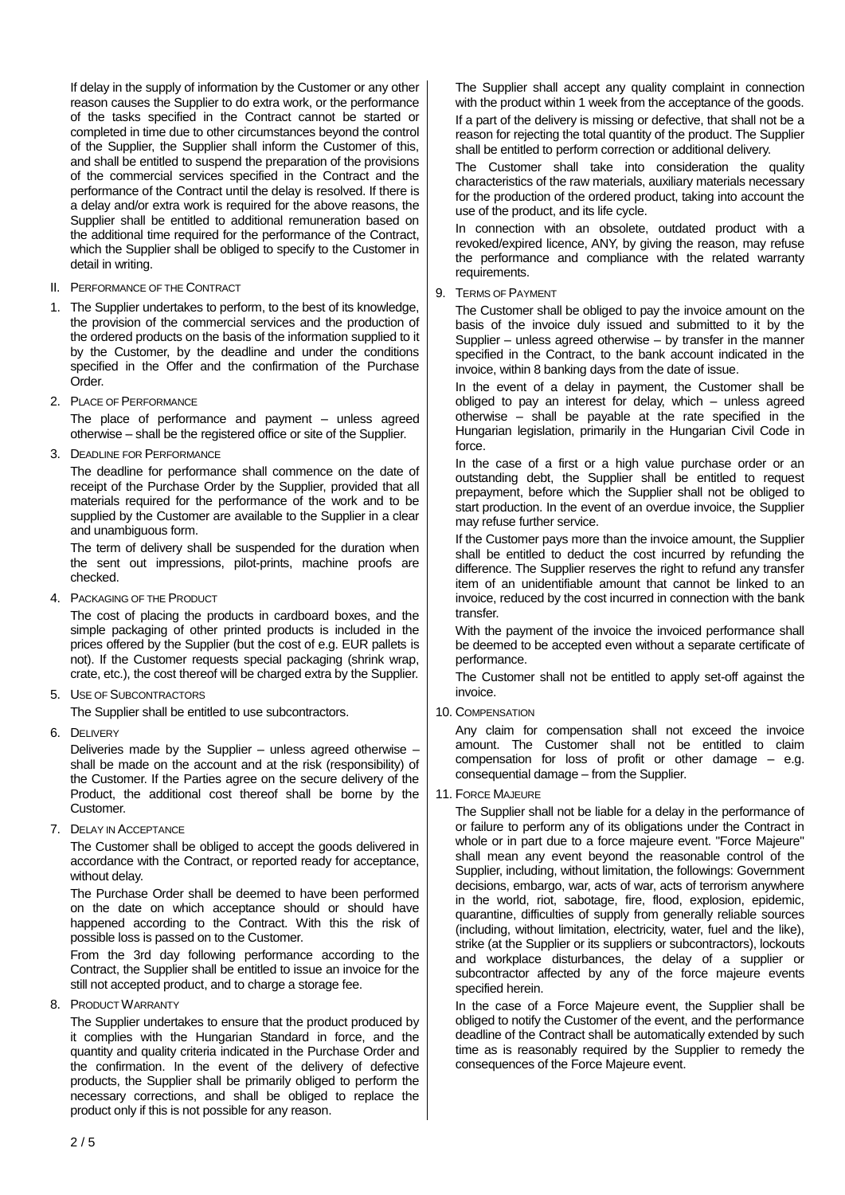If delay in the supply of information by the Customer or any other reason causes the Supplier to do extra work, or the performance of the tasks specified in the Contract cannot be started or completed in time due to other circumstances beyond the control of the Supplier, the Supplier shall inform the Customer of this, and shall be entitled to suspend the preparation of the provisions of the commercial services specified in the Contract and the performance of the Contract until the delay is resolved. If there is a delay and/or extra work is required for the above reasons, the Supplier shall be entitled to additional remuneration based on the additional time required for the performance of the Contract, which the Supplier shall be obliged to specify to the Customer in detail in writing.

## II. Performance of the Contract

1. The Supplier undertakes to perform, to the best of its knowledge, the provision of the commercial services and the production of the ordered products on the basis of the information supplied to it by the Customer, by the deadline and under the conditions specified in the Offer and the confirmation of the Purchase Order.

2. Place of Performance

   The place of performance and payment – unless agreed otherwise – shall be the registered office or site of the Supplier.

3. Deadline for Performance

   The deadline for performance shall commence on the date of receipt of the Purchase Order by the Supplier, provided that all materials required for the performance of the work and to be supplied by the Customer are available to the Supplier in a clear and unambiguous form.

   The term of delivery shall be suspended for the duration when the sent out impressions, pilot-prints, machine proofs are checked.

4. Packaging of the Product

   The cost of placing the products in cardboard boxes, and the simple packaging of other printed products is included in the prices offered by the Supplier (but the cost of e.g. EUR pallets is not). If the Customer requests special packaging (shrink wrap, crate, etc.), the cost thereof will be charged extra by the Supplier.

5. Use of Subcontractors

   The Supplier shall be entitled to use subcontractors.

6. Delivery

   Deliveries made by the Supplier – unless agreed otherwise – shall be made on the account and at the risk (responsibility) of the Customer. If the Parties agree on the secure delivery of the Product, the additional cost thereof shall be borne by the Customer.

7. Delay in Acceptance

   The Customer shall be obliged to accept the goods delivered in accordance with the Contract, or reported ready for acceptance, without delay.

   The Purchase Order shall be deemed to have been performed on the date on which acceptance should or should have happened according to the Contract. With this the risk of possible loss is passed on to the Customer.

   From the 3rd day following performance according to the Contract, the Supplier shall be entitled to issue an invoice for the still not accepted product, and to charge a storage fee.

8. Product Warranty

   The Supplier undertakes to ensure that the product produced by it complies with the Hungarian Standard in force, and the quantity and quality criteria indicated in the Purchase Order and the confirmation. In the event of the delivery of defective products, the Supplier shall be primarily obliged to perform the necessary corrections, and shall be obliged to replace the product only if this is not possible for any reason.

   The Supplier shall accept any quality complaint in connection with the product within 1 week from the acceptance of the goods.

   If a part of the delivery is missing or defective, that shall not be a reason for rejecting the total quantity of the product. The Supplier shall be entitled to perform correction or additional delivery.

   The Customer shall take into consideration the quality characteristics of the raw materials, auxiliary materials necessary for the production of the ordered product, taking into account the use of the product, and its life cycle.

   In connection with an obsolete, outdated product with a revoked/expired licence, ANY, by giving the reason, may refuse the performance and compliance with the related warranty requirements.

9. Terms of Payment

   The Customer shall be obliged to pay the invoice amount on the basis of the invoice duly issued and submitted to it by the Supplier – unless agreed otherwise – by transfer in the manner specified in the Contract, to the bank account indicated in the invoice, within 8 banking days from the date of issue.

   In the event of a delay in payment, the Customer shall be obliged to pay an interest for delay, which – unless agreed otherwise – shall be payable at the rate specified in the Hungarian legislation, primarily in the Hungarian Civil Code in force.

   In the case of a first or a high value purchase order or an outstanding debt, the Supplier shall be entitled to request prepayment, before which the Supplier shall not be obliged to start production. In the event of an overdue invoice, the Supplier may refuse further service.

   If the Customer pays more than the invoice amount, the Supplier shall be entitled to deduct the cost incurred by refunding the difference. The Supplier reserves the right to refund any transfer item of an unidentifiable amount that cannot be linked to an invoice, reduced by the cost incurred in connection with the bank transfer.

   With the payment of the invoice the invoiced performance shall be deemed to be accepted even without a separate certificate of performance.

   The Customer shall not be entitled to apply set-off against the invoice.

10. Compensation

    Any claim for compensation shall not exceed the invoice amount. The Customer shall not be entitled to claim compensation for loss of profit or other damage – e.g. consequential damage – from the Supplier.

11. Force Majeure

    The Supplier shall not be liable for a delay in the performance of or failure to perform any of its obligations under the Contract in whole or in part due to a force majeure event. "Force Majeure" shall mean any event beyond the reasonable control of the Supplier, including, without limitation, the followings: Government decisions, embargo, war, acts of war, acts of terrorism anywhere in the world, riot, sabotage, fire, flood, explosion, epidemic, quarantine, difficulties of supply from generally reliable sources (including, without limitation, electricity, water, fuel and the like), strike (at the Supplier or its suppliers or subcontractors), lockouts and workplace disturbances, the delay of a supplier or subcontractor affected by any of the force majeure events specified herein.

    In the case of a Force Majeure event, the Supplier shall be obliged to notify the Customer of the event, and the performance deadline of the Contract shall be automatically extended by such time as is reasonably required by the Supplier to remedy the consequences of the Force Majeure event.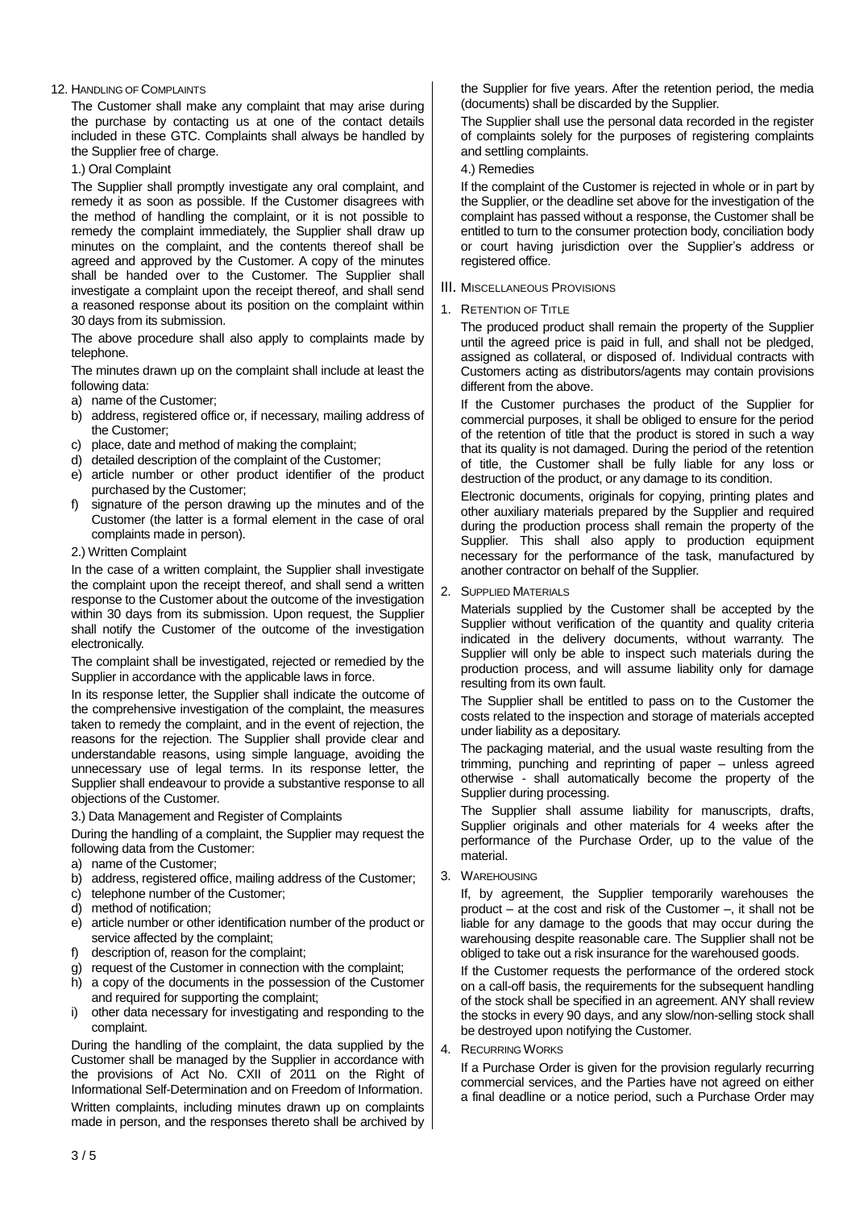12. HANDLING OF COMPLAINTS

The Customer shall make any complaint that may arise during the purchase by contacting us at one of the contact details included in these GTC. Complaints shall always be handled by the Supplier free of charge.

1.) Oral Complaint

The Supplier shall promptly investigate any oral complaint, and remedy it as soon as possible. If the Customer disagrees with the method of handling the complaint, or it is not possible to remedy the complaint immediately, the Supplier shall draw up minutes on the complaint, and the contents thereof shall be agreed and approved by the Customer. A copy of the minutes shall be handed over to the Customer. The Supplier shall investigate a complaint upon the receipt thereof, and shall send a reasoned response about its position on the complaint within 30 days from its submission.

The above procedure shall also apply to complaints made by telephone.

The minutes drawn up on the complaint shall include at least the following data:

a) name of the Customer;
b) address, registered office or, if necessary, mailing address of the Customer;
c) place, date and method of making the complaint;
d) detailed description of the complaint of the Customer;
e) article number or other product identifier of the product purchased by the Customer;
f) signature of the person drawing up the minutes and of the Customer (the latter is a formal element in the case of oral complaints made in person).

2.) Written Complaint

In the case of a written complaint, the Supplier shall investigate the complaint upon the receipt thereof, and shall send a written response to the Customer about the outcome of the investigation within 30 days from its submission. Upon request, the Supplier shall notify the Customer of the outcome of the investigation electronically.

The complaint shall be investigated, rejected or remedied by the Supplier in accordance with the applicable laws in force.

In its response letter, the Supplier shall indicate the outcome of the comprehensive investigation of the complaint, the measures taken to remedy the complaint, and in the event of rejection, the reasons for the rejection. The Supplier shall provide clear and understandable reasons, using simple language, avoiding the unnecessary use of legal terms. In its response letter, the Supplier shall endeavour to provide a substantive response to all objections of the Customer.

3.) Data Management and Register of Complaints

During the handling of a complaint, the Supplier may request the following data from the Customer:

a) name of the Customer;
b) address, registered office, mailing address of the Customer;
c) telephone number of the Customer;
d) method of notification;
e) article number or other identification number of the product or service affected by the complaint;
f) description of, reason for the complaint;
g) request of the Customer in connection with the complaint;
h) a copy of the documents in the possession of the Customer and required for supporting the complaint;
i) other data necessary for investigating and responding to the complaint.

During the handling of the complaint, the data supplied by the Customer shall be managed by the Supplier in accordance with the provisions of Act No. CXII of 2011 on the Right of Informational Self-Determination and on Freedom of Information.

Written complaints, including minutes drawn up on complaints made in person, and the responses thereto shall be archived by the Supplier for five years. After the retention period, the media (documents) shall be discarded by the Supplier.

The Supplier shall use the personal data recorded in the register of complaints solely for the purposes of registering complaints and settling complaints.

4.) Remedies

If the complaint of the Customer is rejected in whole or in part by the Supplier, or the deadline set above for the investigation of the complaint has passed without a response, the Customer shall be entitled to turn to the consumer protection body, conciliation body or court having jurisdiction over the Supplier's address or registered office.

## III. MISCELLANEOUS PROVISIONS

1. RETENTION OF TITLE

The produced product shall remain the property of the Supplier until the agreed price is paid in full, and shall not be pledged, assigned as collateral, or disposed of. Individual contracts with Customers acting as distributors/agents may contain provisions different from the above.

If the Customer purchases the product of the Supplier for commercial purposes, it shall be obliged to ensure for the period of the retention of title that the product is stored in such a way that its quality is not damaged. During the period of the retention of title, the Customer shall be fully liable for any loss or destruction of the product, or any damage to its condition.

Electronic documents, originals for copying, printing plates and other auxiliary materials prepared by the Supplier and required during the production process shall remain the property of the Supplier. This shall also apply to production equipment necessary for the performance of the task, manufactured by another contractor on behalf of the Supplier.

2. SUPPLIED MATERIALS

Materials supplied by the Customer shall be accepted by the Supplier without verification of the quantity and quality criteria indicated in the delivery documents, without warranty. The Supplier will only be able to inspect such materials during the production process, and will assume liability only for damage resulting from its own fault.

The Supplier shall be entitled to pass on to the Customer the costs related to the inspection and storage of materials accepted under liability as a depositary.

The packaging material, and the usual waste resulting from the trimming, punching and reprinting of paper – unless agreed otherwise - shall automatically become the property of the Supplier during processing.

The Supplier shall assume liability for manuscripts, drafts, Supplier originals and other materials for 4 weeks after the performance of the Purchase Order, up to the value of the material.

3. WAREHOUSING

If, by agreement, the Supplier temporarily warehouses the product – at the cost and risk of the Customer –, it shall not be liable for any damage to the goods that may occur during the warehousing despite reasonable care. The Supplier shall not be obliged to take out a risk insurance for the warehoused goods.

If the Customer requests the performance of the ordered stock on a call-off basis, the requirements for the subsequent handling of the stock shall be specified in an agreement. ANY shall review the stocks in every 90 days, and any slow/non-selling stock shall be destroyed upon notifying the Customer.

4. RECURRING WORKS

If a Purchase Order is given for the provision regularly recurring commercial services, and the Parties have not agreed on either a final deadline or a notice period, such a Purchase Order may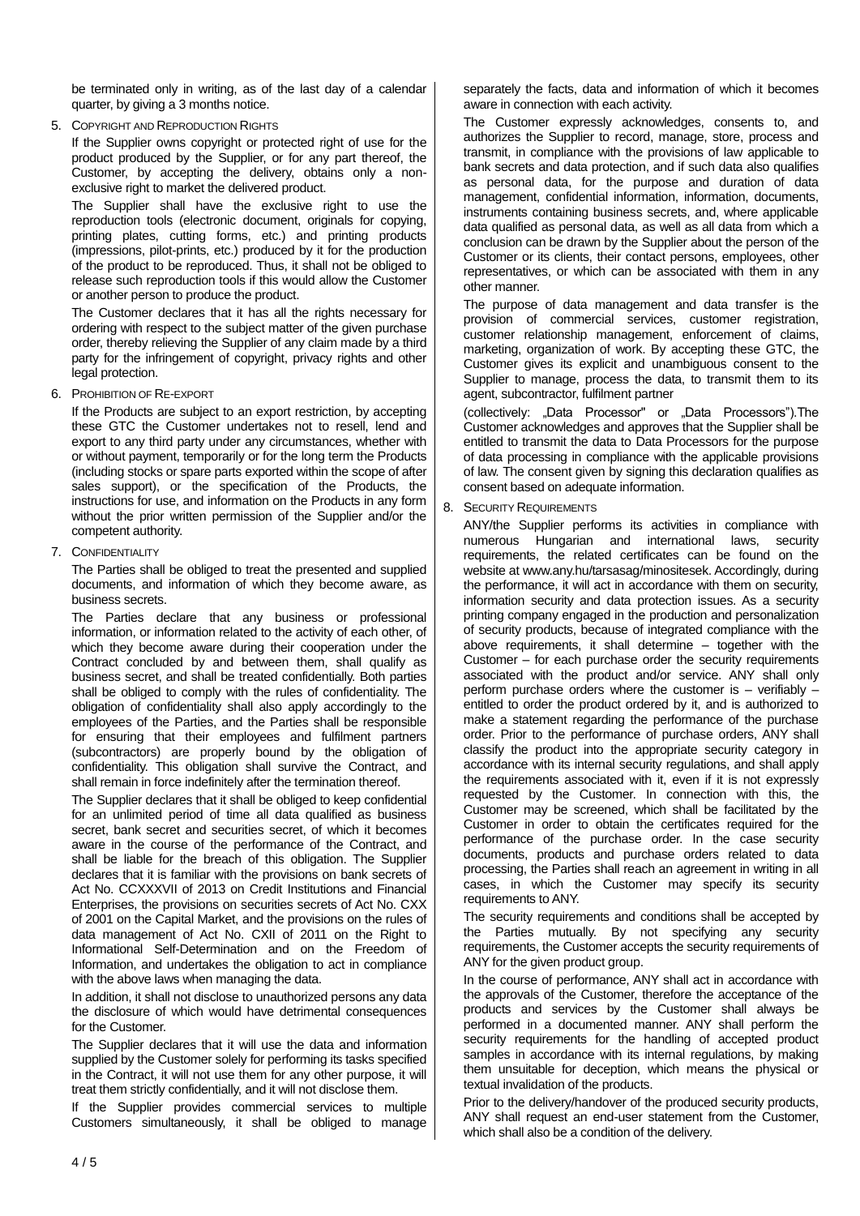be terminated only in writing, as of the last day of a calendar quarter, by giving a 3 months notice.

5. COPYRIGHT AND REPRODUCTION RIGHTS

   If the Supplier owns copyright or protected right of use for the product produced by the Supplier, or for any part thereof, the Customer, by accepting the delivery, obtains only a non-exclusive right to market the delivered product.

   The Supplier shall have the exclusive right to use the reproduction tools (electronic document, originals for copying, printing plates, cutting forms, etc.) and printing products (impressions, pilot-prints, etc.) produced by it for the production of the product to be reproduced. Thus, it shall not be obliged to release such reproduction tools if this would allow the Customer or another person to produce the product.

   The Customer declares that it has all the rights necessary for ordering with respect to the subject matter of the given purchase order, thereby relieving the Supplier of any claim made by a third party for the infringement of copyright, privacy rights and other legal protection.

6. PROHIBITION OF RE-EXPORT

   If the Products are subject to an export restriction, by accepting these GTC the Customer undertakes not to resell, lend and export to any third party under any circumstances, whether with or without payment, temporarily or for the long term the Products (including stocks or spare parts exported within the scope of after sales support), or the specification of the Products, the instructions for use, and information on the Products in any form without the prior written permission of the Supplier and/or the competent authority.

7. CONFIDENTIALITY

   The Parties shall be obliged to treat the presented and supplied documents, and information of which they become aware, as business secrets.

   The Parties declare that any business or professional information, or information related to the activity of each other, of which they become aware during their cooperation under the Contract concluded by and between them, shall qualify as business secret, and shall be treated confidentially. Both parties shall be obliged to comply with the rules of confidentiality. The obligation of confidentiality shall also apply accordingly to the employees of the Parties, and the Parties shall be responsible for ensuring that their employees and fulfilment partners (subcontractors) are properly bound by the obligation of confidentiality. This obligation shall survive the Contract, and shall remain in force indefinitely after the termination thereof.

   The Supplier declares that it shall be obliged to keep confidential for an unlimited period of time all data qualified as business secret, bank secret and securities secret, of which it becomes aware in the course of the performance of the Contract, and shall be liable for the breach of this obligation. The Supplier declares that it is familiar with the provisions on bank secrets of Act No. CCXXXVII of 2013 on Credit Institutions and Financial Enterprises, the provisions on securities secrets of Act No. CXX of 2001 on the Capital Market, and the provisions on the rules of data management of Act No. CXII of 2011 on the Right to Informational Self-Determination and on the Freedom of Information, and undertakes the obligation to act in compliance with the above laws when managing the data.

   In addition, it shall not disclose to unauthorized persons any data the disclosure of which would have detrimental consequences for the Customer.

   The Supplier declares that it will use the data and information supplied by the Customer solely for performing its tasks specified in the Contract, it will not use them for any other purpose, it will treat them strictly confidentially, and it will not disclose them.

   If the Supplier provides commercial services to multiple Customers simultaneously, it shall be obliged to manage separately the facts, data and information of which it becomes aware in connection with each activity.

   The Customer expressly acknowledges, consents to, and authorizes the Supplier to record, manage, store, process and transmit, in compliance with the provisions of law applicable to bank secrets and data protection, and if such data also qualifies as personal data, for the purpose and duration of data management, confidential information, information, documents, instruments containing business secrets, and, where applicable data qualified as personal data, as well as all data from which a conclusion can be drawn by the Supplier about the person of the Customer or its clients, their contact persons, employees, other representatives, or which can be associated with them in any other manner.

   The purpose of data management and data transfer is the provision of commercial services, customer registration, customer relationship management, enforcement of claims, marketing, organization of work. By accepting these GTC, the Customer gives its explicit and unambiguous consent to the Supplier to manage, process the data, to transmit them to its agent, subcontractor, fulfilment partner

   (collectively: „Data Processor" or „Data Processors").The Customer acknowledges and approves that the Supplier shall be entitled to transmit the data to Data Processors for the purpose of data processing in compliance with the applicable provisions of law. The consent given by signing this declaration qualifies as consent based on adequate information.

8. SECURITY REQUIREMENTS

   ANY/the Supplier performs its activities in compliance with numerous Hungarian and international laws, security requirements, the related certificates can be found on the website at www.any.hu/tarsasag/minositesek. Accordingly, during the performance, it will act in accordance with them on security, information security and data protection issues. As a security printing company engaged in the production and personalization of security products, because of integrated compliance with the above requirements, it shall determine – together with the Customer – for each purchase order the security requirements associated with the product and/or service. ANY shall only perform purchase orders where the customer is – verifiably – entitled to order the product ordered by it, and is authorized to make a statement regarding the performance of the purchase order. Prior to the performance of purchase orders, ANY shall classify the product into the appropriate security category in accordance with its internal security regulations, and shall apply the requirements associated with it, even if it is not expressly requested by the Customer. In connection with this, the Customer may be screened, which shall be facilitated by the Customer in order to obtain the certificates required for the performance of the purchase order. In the case security documents, products and purchase orders related to data processing, the Parties shall reach an agreement in writing in all cases, in which the Customer may specify its security requirements to ANY.

   The security requirements and conditions shall be accepted by the Parties mutually. By not specifying any security requirements, the Customer accepts the security requirements of ANY for the given product group.

   In the course of performance, ANY shall act in accordance with the approvals of the Customer, therefore the acceptance of the products and services by the Customer shall always be performed in a documented manner. ANY shall perform the security requirements for the handling of accepted product samples in accordance with its internal regulations, by making them unsuitable for deception, which means the physical or textual invalidation of the products.

   Prior to the delivery/handover of the produced security products, ANY shall request an end-user statement from the Customer, which shall also be a condition of the delivery.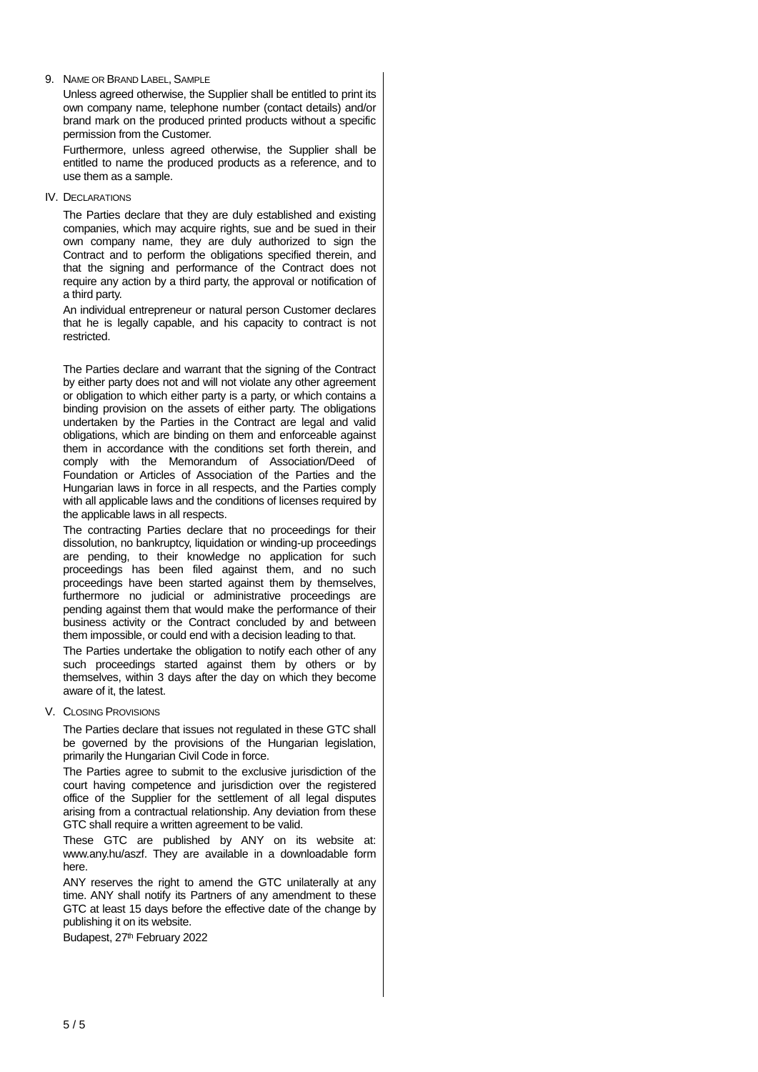9. NAME OR BRAND LABEL, SAMPLE

   Unless agreed otherwise, the Supplier shall be entitled to print its own company name, telephone number (contact details) and/or brand mark on the produced printed products without a specific permission from the Customer.

   Furthermore, unless agreed otherwise, the Supplier shall be entitled to name the produced products as a reference, and to use them as a sample.

## IV. DECLARATIONS

The Parties declare that they are duly established and existing companies, which may acquire rights, sue and be sued in their own company name, they are duly authorized to sign the Contract and to perform the obligations specified therein, and that the signing and performance of the Contract does not require any action by a third party, the approval or notification of a third party.

An individual entrepreneur or natural person Customer declares that he is legally capable, and his capacity to contract is not restricted.

The Parties declare and warrant that the signing of the Contract by either party does not and will not violate any other agreement or obligation to which either party is a party, or which contains a binding provision on the assets of either party. The obligations undertaken by the Parties in the Contract are legal and valid obligations, which are binding on them and enforceable against them in accordance with the conditions set forth therein, and comply with the Memorandum of Association/Deed of Foundation or Articles of Association of the Parties and the Hungarian laws in force in all respects, and the Parties comply with all applicable laws and the conditions of licenses required by the applicable laws in all respects.

The contracting Parties declare that no proceedings for their dissolution, no bankruptcy, liquidation or winding-up proceedings are pending, to their knowledge no application for such proceedings has been filed against them, and no such proceedings have been started against them by themselves, furthermore no judicial or administrative proceedings are pending against them that would make the performance of their business activity or the Contract concluded by and between them impossible, or could end with a decision leading to that.

The Parties undertake the obligation to notify each other of any such proceedings started against them by others or by themselves, within 3 days after the day on which they become aware of it, the latest.

## V. CLOSING PROVISIONS

The Parties declare that issues not regulated in these GTC shall be governed by the provisions of the Hungarian legislation, primarily the Hungarian Civil Code in force.

The Parties agree to submit to the exclusive jurisdiction of the court having competence and jurisdiction over the registered office of the Supplier for the settlement of all legal disputes arising from a contractual relationship. Any deviation from these GTC shall require a written agreement to be valid.

These GTC are published by ANY on its website at: www.any.hu/aszf. They are available in a downloadable form here.

ANY reserves the right to amend the GTC unilaterally at any time. ANY shall notify its Partners of any amendment to these GTC at least 15 days before the effective date of the change by publishing it on its website.

Budapest, 27th February 2022